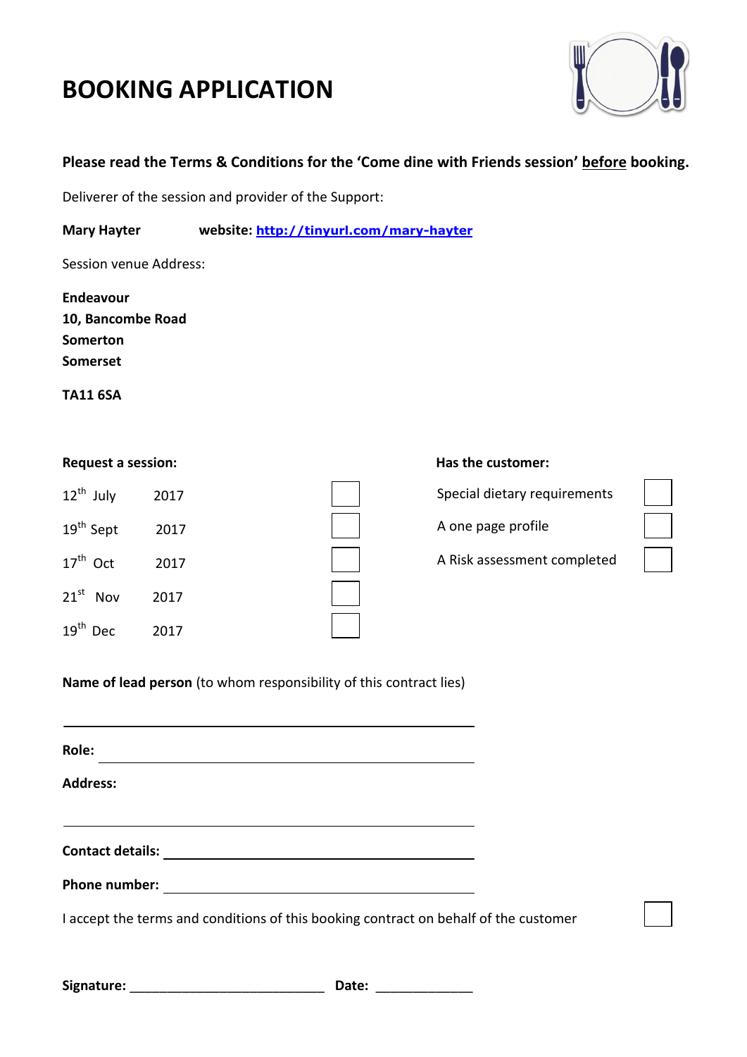# BOOKING APPLICATION

**Please read the Terms & Conditions for the 'Come dine with Friends session' before booking.**

Deliverer of the session and provider of the Support:

**Mary Hayter** **website: http://tinyurl.com/mary-hayter**

Session venue Address:

**Endeavour**
**10, Bancombe Road**
**Somerton**
**Somerset**

**TA11 6SA**

**Request a session:**

| Date | |
|---|---|
| 12th July 2017 | ☐ |
| 19th Sept 2017 | ☐ |
| 17th Oct 2017 | ☐ |
| 21st Nov 2017 | ☐ |
| 19th Dec 2017 | ☐ |

**Has the customer:**

| Item | |
|---|---|
| Special dietary requirements | ☐ |
| A one page profile | ☐ |
| A Risk assessment completed | ☐ |

**Name of lead person** (to whom responsibility of this contract lies)

\_\_\_\_\_\_\_\_\_\_\_\_\_\_\_\_\_\_\_\_\_\_\_\_\_\_\_\_\_\_\_\_\_\_\_\_\_\_\_\_

**Role:** \_\_\_\_\_\_\_\_\_\_\_\_\_\_\_\_\_\_\_\_\_\_\_\_\_\_\_\_\_\_\_\_\_\_\_\_

**Address:**

\_\_\_\_\_\_\_\_\_\_\_\_\_\_\_\_\_\_\_\_\_\_\_\_\_\_\_\_\_\_\_\_\_\_\_\_\_\_\_\_

**Contact details:** \_\_\_\_\_\_\_\_\_\_\_\_\_\_\_\_\_\_\_\_\_\_\_\_\_\_\_\_\_\_

**Phone number:** \_\_\_\_\_\_\_\_\_\_\_\_\_\_\_\_\_\_\_\_\_\_\_\_\_\_\_\_\_\_

I accept the terms and conditions of this booking contract on behalf of the customer ☐

**Signature:** \_\_\_\_\_\_\_\_\_\_\_\_\_\_\_\_\_\_\_\_\_\_\_\_\_\_ **Date:** \_\_\_\_\_\_\_\_\_\_\_\_\_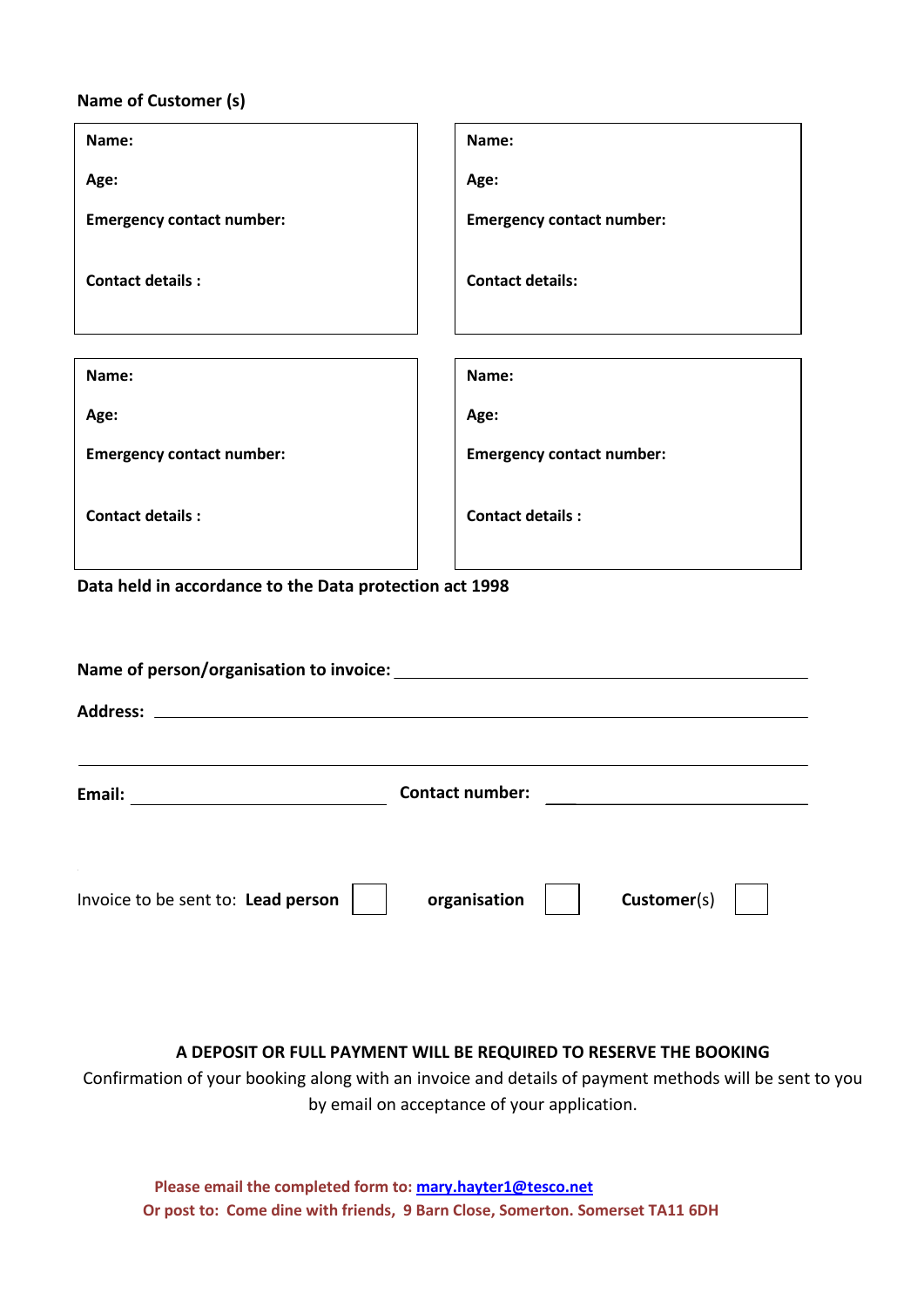**Name of Customer (s)**

| | |
|---|---|
| **Name:**<br><br>**Age:**<br><br>**Emergency contact number:**<br><br>**Contact details :** | **Name:**<br><br>**Age:**<br><br>**Emergency contact number:**<br><br>**Contact details:** |
| **Name:**<br><br>**Age:**<br><br>**Emergency contact number:**<br><br>**Contact details :** | **Name:**<br><br>**Age:**<br><br>**Emergency contact number:**<br><br>**Contact details :** |

**Data held in accordance to the Data protection act 1998**

**Name of person/organisation to invoice:** ______________________________

**Address:** ______________________________

______________________________

**Email:** ____________________ **Contact number:** ____________________

Invoice to be sent to: **Lead person** ☐ **organisation** ☐ **Customer**(s) ☐

**A DEPOSIT OR FULL PAYMENT WILL BE REQUIRED TO RESERVE THE BOOKING**

Confirmation of your booking along with an invoice and details of payment methods will be sent to you by email on acceptance of your application.

**Please email the completed form to: mary.hayter1@tesco.net**

**Or post to: Come dine with friends, 9 Barn Close, Somerton. Somerset TA11 6DH**